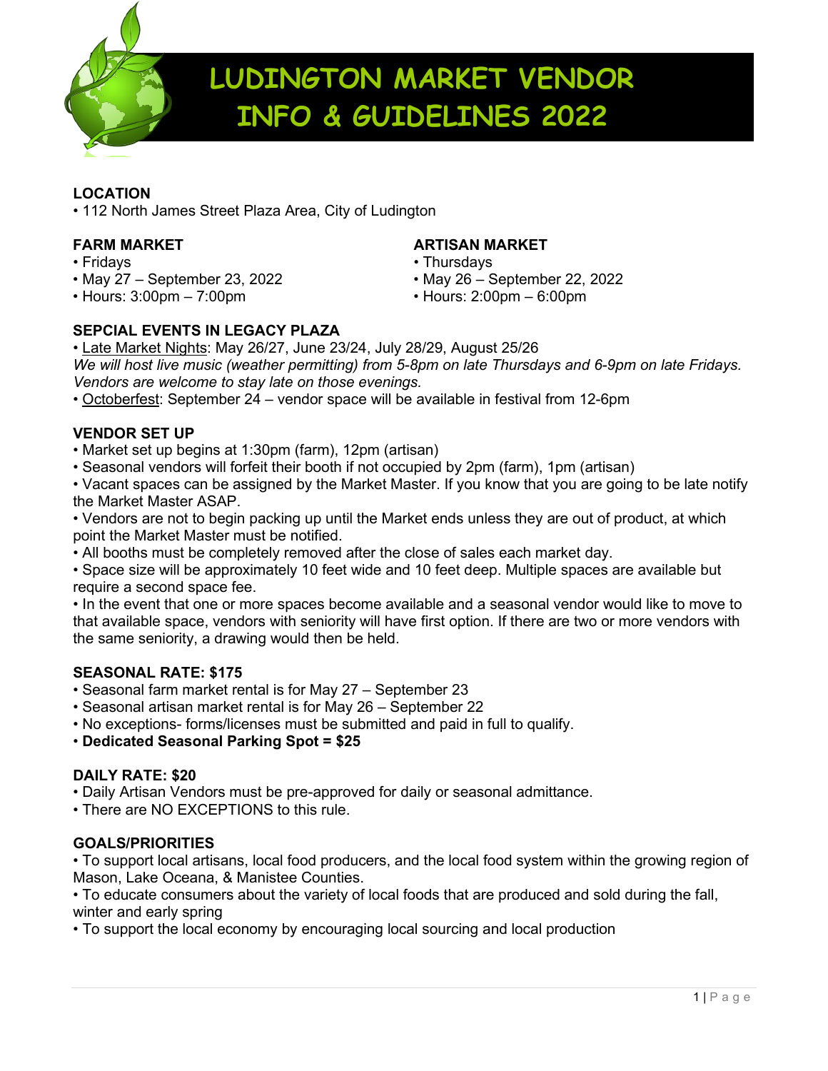# LUDINGTON MARKET VENDOR INFO & GUIDELINES 2022

## LOCATION

- 112 North James Street Plaza Area, City of Ludington

## FARM MARKET

- Fridays
- May 27 – September 23, 2022
- Hours: 3:00pm – 7:00pm

## ARTISAN MARKET

- Thursdays
- May 26 – September 22, 2022
- Hours: 2:00pm – 6:00pm

## SEPCIAL EVENTS IN LEGACY PLAZA

- Late Market Nights: May 26/27, June 23/24, July 28/29, August 25/26

*We will host live music (weather permitting) from 5-8pm on late Thursdays and 6-9pm on late Fridays. Vendors are welcome to stay late on those evenings.*

- Octoberfest: September 24 – vendor space will be available in festival from 12-6pm

## VENDOR SET UP

- Market set up begins at 1:30pm (farm), 12pm (artisan)
- Seasonal vendors will forfeit their booth if not occupied by 2pm (farm), 1pm (artisan)
- Vacant spaces can be assigned by the Market Master. If you know that you are going to be late notify the Market Master ASAP.
- Vendors are not to begin packing up until the Market ends unless they are out of product, at which point the Market Master must be notified.
- All booths must be completely removed after the close of sales each market day.
- Space size will be approximately 10 feet wide and 10 feet deep. Multiple spaces are available but require a second space fee.
- In the event that one or more spaces become available and a seasonal vendor would like to move to that available space, vendors with seniority will have first option. If there are two or more vendors with the same seniority, a drawing would then be held.

## SEASONAL RATE: $175

- Seasonal farm market rental is for May 27 – September 23
- Seasonal artisan market rental is for May 26 – September 22
- No exceptions- forms/licenses must be submitted and paid in full to qualify.
- **Dedicated Seasonal Parking Spot = $25**

## DAILY RATE: $20

- Daily Artisan Vendors must be pre-approved for daily or seasonal admittance.
- There are NO EXCEPTIONS to this rule.

## GOALS/PRIORITIES

- To support local artisans, local food producers, and the local food system within the growing region of Mason, Lake Oceana, & Manistee Counties.
- To educate consumers about the variety of local foods that are produced and sold during the fall, winter and early spring
- To support the local economy by encouraging local sourcing and local production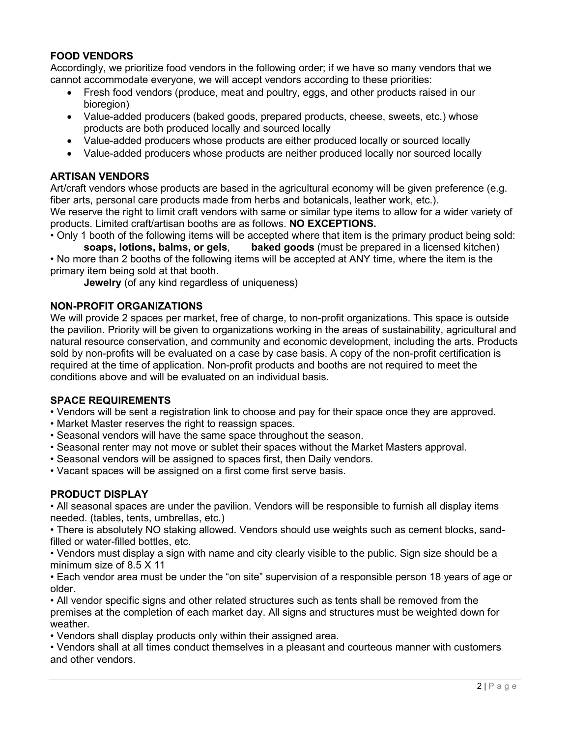## FOOD VENDORS

Accordingly, we prioritize food vendors in the following order; if we have so many vendors that we cannot accommodate everyone, we will accept vendors according to these priorities:

- Fresh food vendors (produce, meat and poultry, eggs, and other products raised in our bioregion)
- Value-added producers (baked goods, prepared products, cheese, sweets, etc.) whose products are both produced locally and sourced locally
- Value-added producers whose products are either produced locally or sourced locally
- Value-added producers whose products are neither produced locally nor sourced locally

## ARTISAN VENDORS

Art/craft vendors whose products are based in the agricultural economy will be given preference (e.g. fiber arts, personal care products made from herbs and botanicals, leather work, etc.).
We reserve the right to limit craft vendors with same or similar type items to allow for a wider variety of products. Limited craft/artisan booths are as follows. **NO EXCEPTIONS.**

• Only 1 booth of the following items will be accepted where that item is the primary product being sold:
  **soaps, lotions, balms, or gels**, **baked goods** (must be prepared in a licensed kitchen)

• No more than 2 booths of the following items will be accepted at ANY time, where the item is the primary item being sold at that booth.
  **Jewelry** (of any kind regardless of uniqueness)

## NON-PROFIT ORGANIZATIONS

We will provide 2 spaces per market, free of charge, to non-profit organizations. This space is outside the pavilion. Priority will be given to organizations working in the areas of sustainability, agricultural and natural resource conservation, and community and economic development, including the arts. Products sold by non-profits will be evaluated on a case by case basis. A copy of the non-profit certification is required at the time of application. Non-profit products and booths are not required to meet the conditions above and will be evaluated on an individual basis.

## SPACE REQUIREMENTS

• Vendors will be sent a registration link to choose and pay for their space once they are approved.
• Market Master reserves the right to reassign spaces.
• Seasonal vendors will have the same space throughout the season.
• Seasonal renter may not move or sublet their spaces without the Market Masters approval.
• Seasonal vendors will be assigned to spaces first, then Daily vendors.
• Vacant spaces will be assigned on a first come first serve basis.

## PRODUCT DISPLAY

• All seasonal spaces are under the pavilion. Vendors will be responsible to furnish all display items needed. (tables, tents, umbrellas, etc.)
• There is absolutely NO staking allowed. Vendors should use weights such as cement blocks, sand-filled or water-filled bottles, etc.
• Vendors must display a sign with name and city clearly visible to the public. Sign size should be a minimum size of 8.5 X 11
• Each vendor area must be under the "on site" supervision of a responsible person 18 years of age or older.
• All vendor specific signs and other related structures such as tents shall be removed from the premises at the completion of each market day. All signs and structures must be weighted down for weather.
• Vendors shall display products only within their assigned area.
• Vendors shall at all times conduct themselves in a pleasant and courteous manner with customers and other vendors.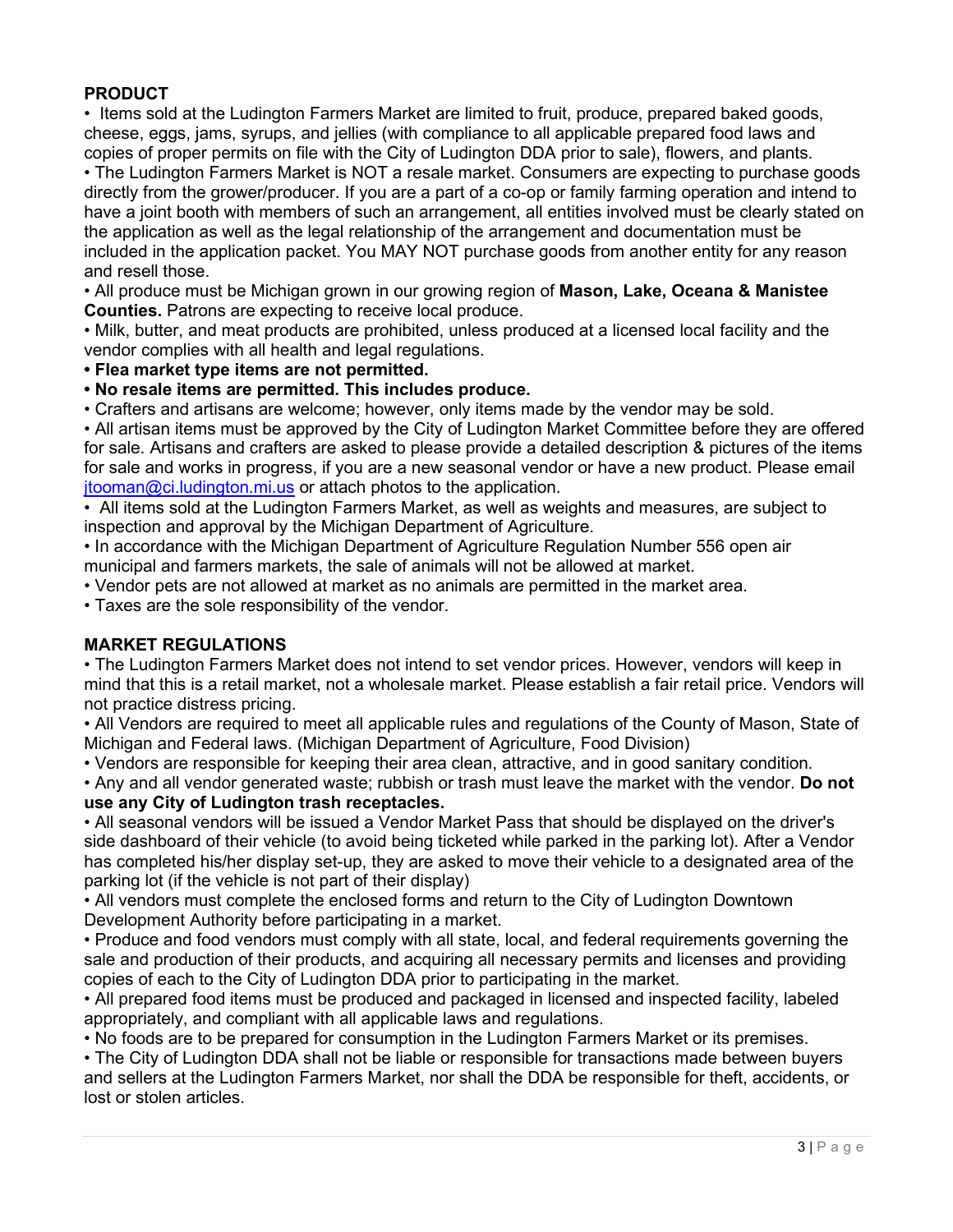## PRODUCT

- Items sold at the Ludington Farmers Market are limited to fruit, produce, prepared baked goods, cheese, eggs, jams, syrups, and jellies (with compliance to all applicable prepared food laws and copies of proper permits on file with the City of Ludington DDA prior to sale), flowers, and plants.
- The Ludington Farmers Market is NOT a resale market. Consumers are expecting to purchase goods directly from the grower/producer. If you are a part of a co-op or family farming operation and intend to have a joint booth with members of such an arrangement, all entities involved must be clearly stated on the application as well as the legal relationship of the arrangement and documentation must be included in the application packet. You MAY NOT purchase goods from another entity for any reason and resell those.
- All produce must be Michigan grown in our growing region of **Mason, Lake, Oceana & Manistee Counties.** Patrons are expecting to receive local produce.
- Milk, butter, and meat products are prohibited, unless produced at a licensed local facility and the vendor complies with all health and legal regulations.
- **Flea market type items are not permitted.**
- **No resale items are permitted. This includes produce.**
- Crafters and artisans are welcome; however, only items made by the vendor may be sold.
- All artisan items must be approved by the City of Ludington Market Committee before they are offered for sale. Artisans and crafters are asked to please provide a detailed description & pictures of the items for sale and works in progress, if you are a new seasonal vendor or have a new product. Please email jtooman@ci.ludington.mi.us or attach photos to the application.
- All items sold at the Ludington Farmers Market, as well as weights and measures, are subject to inspection and approval by the Michigan Department of Agriculture.
- In accordance with the Michigan Department of Agriculture Regulation Number 556 open air municipal and farmers markets, the sale of animals will not be allowed at market.
- Vendor pets are not allowed at market as no animals are permitted in the market area.
- Taxes are the sole responsibility of the vendor.

## MARKET REGULATIONS

- The Ludington Farmers Market does not intend to set vendor prices. However, vendors will keep in mind that this is a retail market, not a wholesale market. Please establish a fair retail price. Vendors will not practice distress pricing.
- All Vendors are required to meet all applicable rules and regulations of the County of Mason, State of Michigan and Federal laws. (Michigan Department of Agriculture, Food Division)
- Vendors are responsible for keeping their area clean, attractive, and in good sanitary condition.
- Any and all vendor generated waste; rubbish or trash must leave the market with the vendor. **Do not use any City of Ludington trash receptacles.**
- All seasonal vendors will be issued a Vendor Market Pass that should be displayed on the driver's side dashboard of their vehicle (to avoid being ticketed while parked in the parking lot). After a Vendor has completed his/her display set-up, they are asked to move their vehicle to a designated area of the parking lot (if the vehicle is not part of their display)
- All vendors must complete the enclosed forms and return to the City of Ludington Downtown Development Authority before participating in a market.
- Produce and food vendors must comply with all state, local, and federal requirements governing the sale and production of their products, and acquiring all necessary permits and licenses and providing copies of each to the City of Ludington DDA prior to participating in the market.
- All prepared food items must be produced and packaged in licensed and inspected facility, labeled appropriately, and compliant with all applicable laws and regulations.
- No foods are to be prepared for consumption in the Ludington Farmers Market or its premises.
- The City of Ludington DDA shall not be liable or responsible for transactions made between buyers and sellers at the Ludington Farmers Market, nor shall the DDA be responsible for theft, accidents, or lost or stolen articles.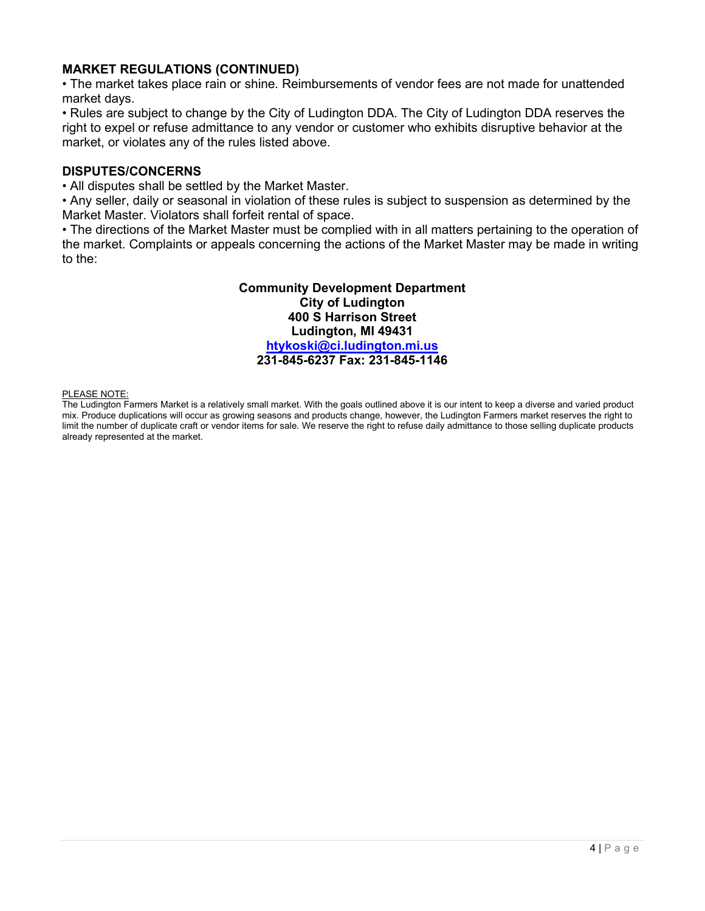## MARKET REGULATIONS (CONTINUED)

• The market takes place rain or shine. Reimbursements of vendor fees are not made for unattended market days.

• Rules are subject to change by the City of Ludington DDA. The City of Ludington DDA reserves the right to expel or refuse admittance to any vendor or customer who exhibits disruptive behavior at the market, or violates any of the rules listed above.

## DISPUTES/CONCERNS

• All disputes shall be settled by the Market Master.

• Any seller, daily or seasonal in violation of these rules is subject to suspension as determined by the Market Master. Violators shall forfeit rental of space.

• The directions of the Market Master must be complied with in all matters pertaining to the operation of the market. Complaints or appeals concerning the actions of the Market Master may be made in writing to the:

**Community Development Department**
**City of Ludington**
**400 S Harrison Street**
**Ludington, MI 49431**
**htykoski@ci.ludington.mi.us**
**231-845-6237 Fax: 231-845-1146**

PLEASE NOTE:
The Ludington Farmers Market is a relatively small market. With the goals outlined above it is our intent to keep a diverse and varied product mix. Produce duplications will occur as growing seasons and products change, however, the Ludington Farmers market reserves the right to limit the number of duplicate craft or vendor items for sale. We reserve the right to refuse daily admittance to those selling duplicate products already represented at the market.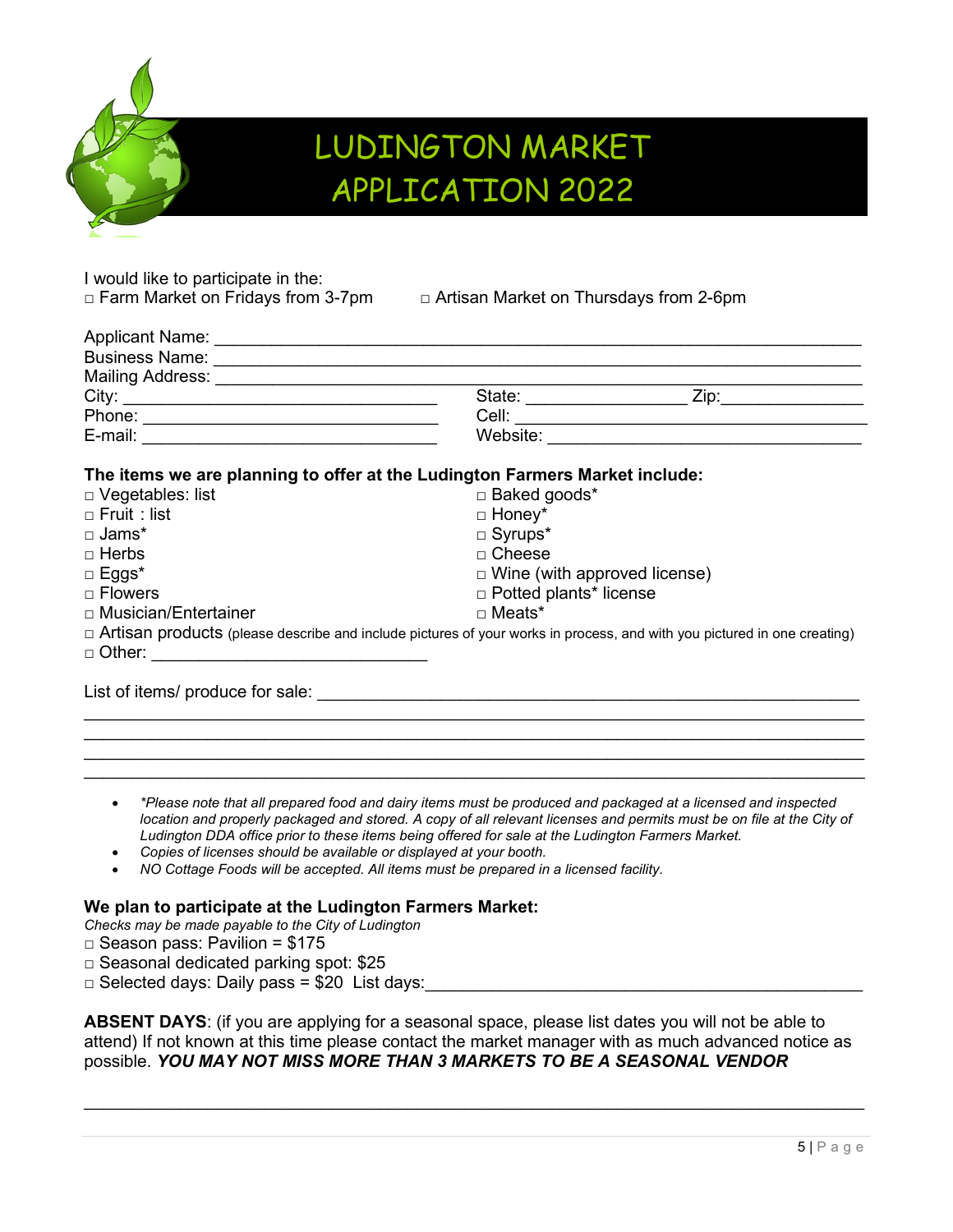# LUDINGTON MARKET APPLICATION 2022

I would like to participate in the:

□ Farm Market on Fridays from 3-7pm  □ Artisan Market on Thursdays from 2-6pm

Applicant Name: ______________________________________________________________

Business Name: ______________________________________________________________

Mailing Address: ______________________________________________________________

City: ______________________________ State: ________________ Zip: ______________

Phone: ______________________________ Cell: ____________________________________

E-mail: ______________________________ Website: ________________________________

**The items we are planning to offer at the Ludington Farmers Market include:**

□ Vegetables: list
□ Fruit : list
□ Jams*
□ Herbs
□ Eggs*
□ Flowers
□ Musician/Entertainer
□ Baked goods*
□ Honey*
□ Syrups*
□ Cheese
□ Wine (with approved license)
□ Potted plants* license
□ Meats*
□ Artisan products (please describe and include pictures of your works in process, and with you pictured in one creating)
□ Other: ____________________________

List of items/ produce for sale: ________________________________________________________

______________________________________________________________________________

______________________________________________________________________________

______________________________________________________________________________

______________________________________________________________________________

- *\*Please note that all prepared food and dairy items must be produced and packaged at a licensed and inspected location and properly packaged and stored. A copy of all relevant licenses and permits must be on file at the City of Ludington DDA office prior to these items being offered for sale at the Ludington Farmers Market.*
- *Copies of licenses should be available or displayed at your booth.*
- *NO Cottage Foods will be accepted. All items must be prepared in a licensed facility.*

**We plan to participate at the Ludington Farmers Market:**

*Checks may be made payable to the City of Ludington*

□ Season pass: Pavilion = $175
□ Seasonal dedicated parking spot: $25
□ Selected days: Daily pass = $20 List days:_____________________________________________

**ABSENT DAYS**: (if you are applying for a seasonal space, please list dates you will not be able to attend) If not known at this time please contact the market manager with as much advanced notice as possible. ***YOU MAY NOT MISS MORE THAN 3 MARKETS TO BE A SEASONAL VENDOR***

______________________________________________________________________________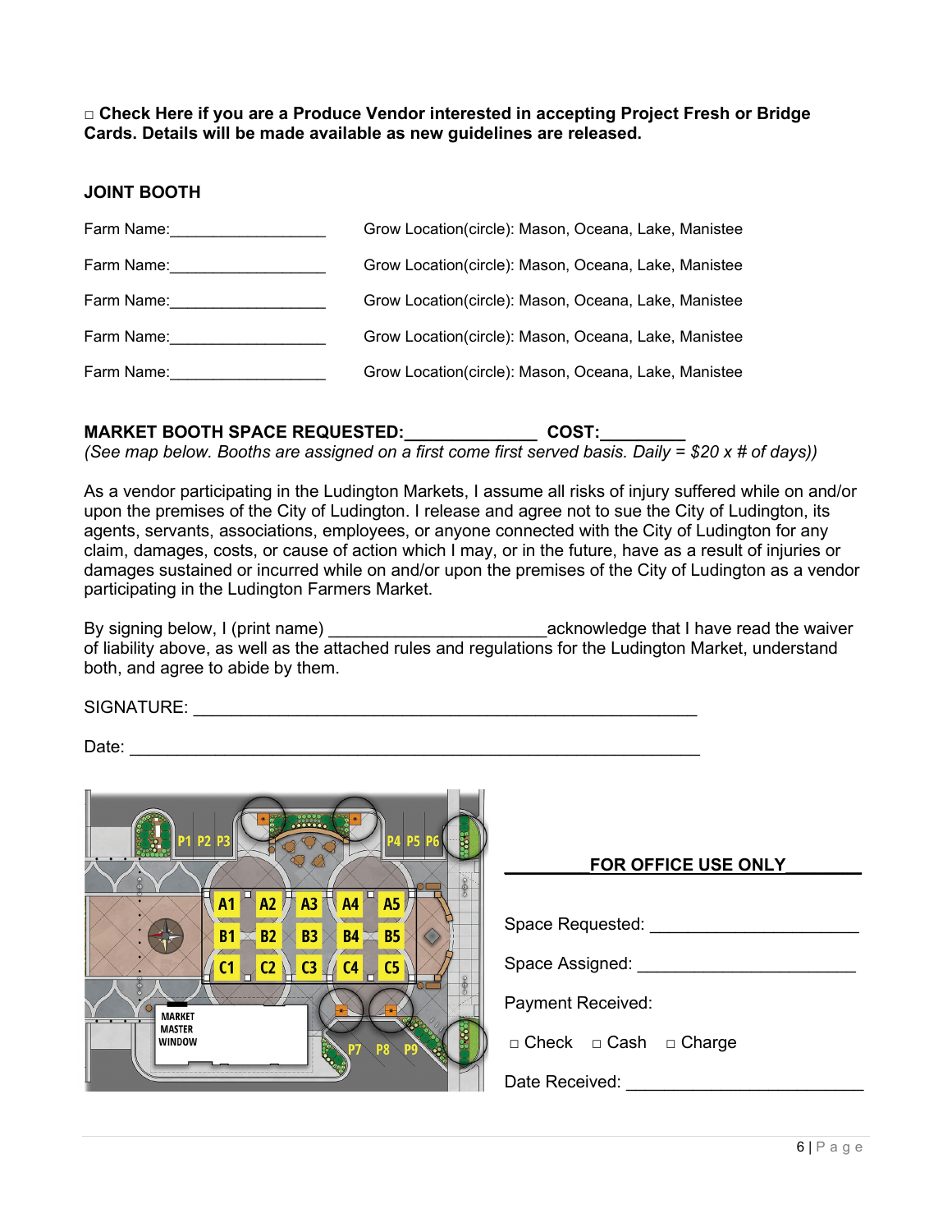□ **Check Here if you are a Produce Vendor interested in accepting Project Fresh or Bridge Cards. Details will be made available as new guidelines are released.**

**JOINT BOOTH**

Farm Name:__________________ Grow Location(circle): Mason, Oceana, Lake, Manistee

Farm Name:__________________ Grow Location(circle): Mason, Oceana, Lake, Manistee

Farm Name:__________________ Grow Location(circle): Mason, Oceana, Lake, Manistee

Farm Name:__________________ Grow Location(circle): Mason, Oceana, Lake, Manistee

Farm Name:__________________ Grow Location(circle): Mason, Oceana, Lake, Manistee

**MARKET BOOTH SPACE REQUESTED:______________ COST:_________**
*(See map below. Booths are assigned on a first come first served basis. Daily = $20 x # of days))*

As a vendor participating in the Ludington Markets, I assume all risks of injury suffered while on and/or upon the premises of the City of Ludington. I release and agree not to sue the City of Ludington, its agents, servants, associations, employees, or anyone connected with the City of Ludington for any claim, damages, costs, or cause of action which I may, or in the future, have as a result of injuries or damages sustained or incurred while on and/or upon the premises of the City of Ludington as a vendor participating in the Ludington Farmers Market.

By signing below, I (print name) ______________________acknowledge that I have read the waiver of liability above, as well as the attached rules and regulations for the Ludington Market, understand both, and agree to abide by them.

SIGNATURE: ________________________________________________________

Date: ______________________________________________________________

P1 P2 P3
P4 P5 P6
A1 A2 A3 A4 A5
B1 B2 B3 B4 B5
C1 C2 C3 C4 C5
MARKET MASTER WINDOW
P7 P8 P9

**FOR OFFICE USE ONLY**

Space Requested: _______________________

Space Assigned: ________________________

Payment Received:

□ Check □ Cash □ Charge

Date Received: _________________________